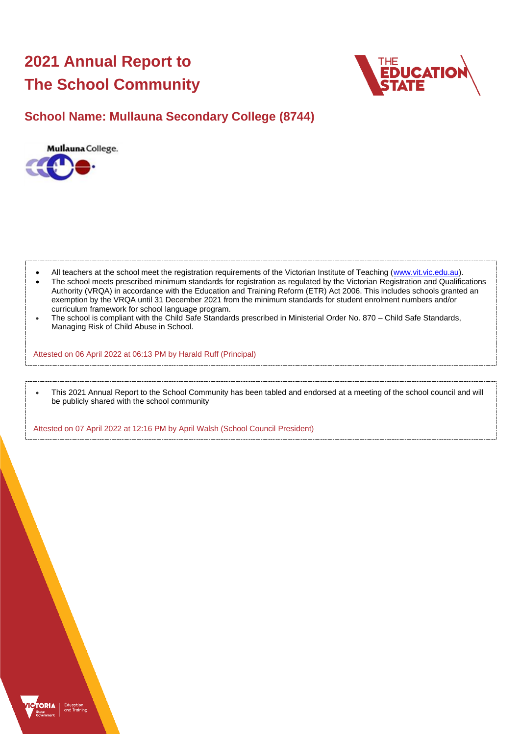# 2021 Annual Report to The School Community

## School Name: Mullauna Secondary College (8744)

- All teachers at the school meet the registration requirements of the Victorian Institute of Teaching (www.vit.vic.edu.au).
- The school meets prescribed minimum standards for registration as regulated by the Victorian Registration and Qualifications Authority (VRQA) in accordance with the Education and Training Reform (ETR) Act 2006. This includes schools granted an exemption by the VRQA until 31 December 2021 from the minimum standards for student enrolment numbers and/or curriculum framework for school language program.
- The school is compliant with the Child Safe Standards prescribed in Ministerial Order No. 870 – Child Safe Standards, Managing Risk of Child Abuse in School.

Attested on 06 April 2022 at 06:13 PM by Harald Ruff (Principal)

- This 2021 Annual Report to the School Community has been tabled and endorsed at a meeting of the school council and will be publicly shared with the school community

Attested on 07 April 2022 at 12:16 PM by April Walsh (School Council President)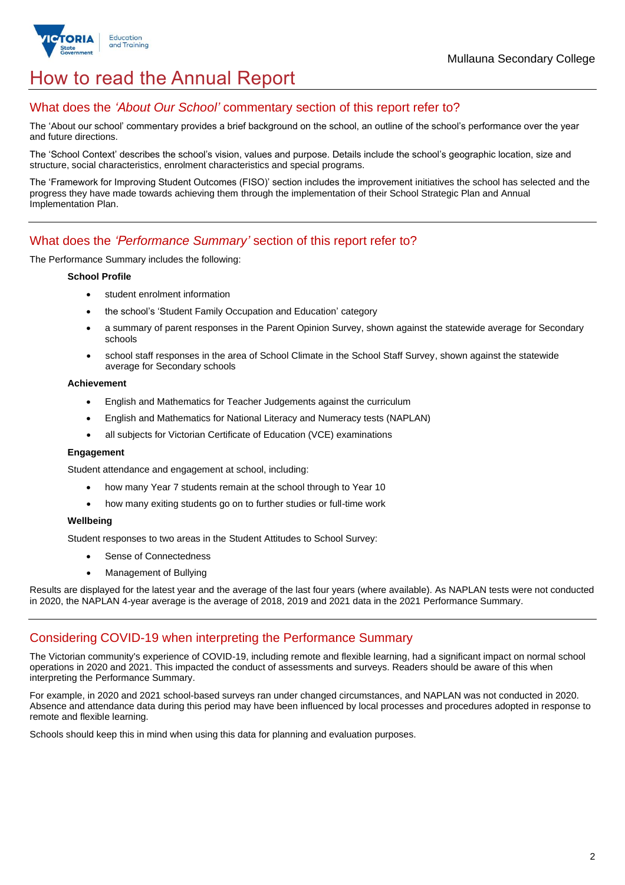# How to read the Annual Report

## What does the *'About Our School'* commentary section of this report refer to?

The 'About our school' commentary provides a brief background on the school, an outline of the school's performance over the year and future directions.

The 'School Context' describes the school's vision, values and purpose. Details include the school's geographic location, size and structure, social characteristics, enrolment characteristics and special programs.

The 'Framework for Improving Student Outcomes (FISO)' section includes the improvement initiatives the school has selected and the progress they have made towards achieving them through the implementation of their School Strategic Plan and Annual Implementation Plan.

## What does the *'Performance Summary'* section of this report refer to?

The Performance Summary includes the following:

**School Profile**

- student enrolment information
- the school's 'Student Family Occupation and Education' category
- a summary of parent responses in the Parent Opinion Survey, shown against the statewide average for Secondary schools
- school staff responses in the area of School Climate in the School Staff Survey, shown against the statewide average for Secondary schools

**Achievement**

- English and Mathematics for Teacher Judgements against the curriculum
- English and Mathematics for National Literacy and Numeracy tests (NAPLAN)
- all subjects for Victorian Certificate of Education (VCE) examinations

**Engagement**

Student attendance and engagement at school, including:

- how many Year 7 students remain at the school through to Year 10
- how many exiting students go on to further studies or full-time work

**Wellbeing**

Student responses to two areas in the Student Attitudes to School Survey:

- Sense of Connectedness
- Management of Bullying

Results are displayed for the latest year and the average of the last four years (where available). As NAPLAN tests were not conducted in 2020, the NAPLAN 4-year average is the average of 2018, 2019 and 2021 data in the 2021 Performance Summary.

## Considering COVID-19 when interpreting the Performance Summary

The Victorian community's experience of COVID-19, including remote and flexible learning, had a significant impact on normal school operations in 2020 and 2021. This impacted the conduct of assessments and surveys. Readers should be aware of this when interpreting the Performance Summary.

For example, in 2020 and 2021 school-based surveys ran under changed circumstances, and NAPLAN was not conducted in 2020. Absence and attendance data during this period may have been influenced by local processes and procedures adopted in response to remote and flexible learning.

Schools should keep this in mind when using this data for planning and evaluation purposes.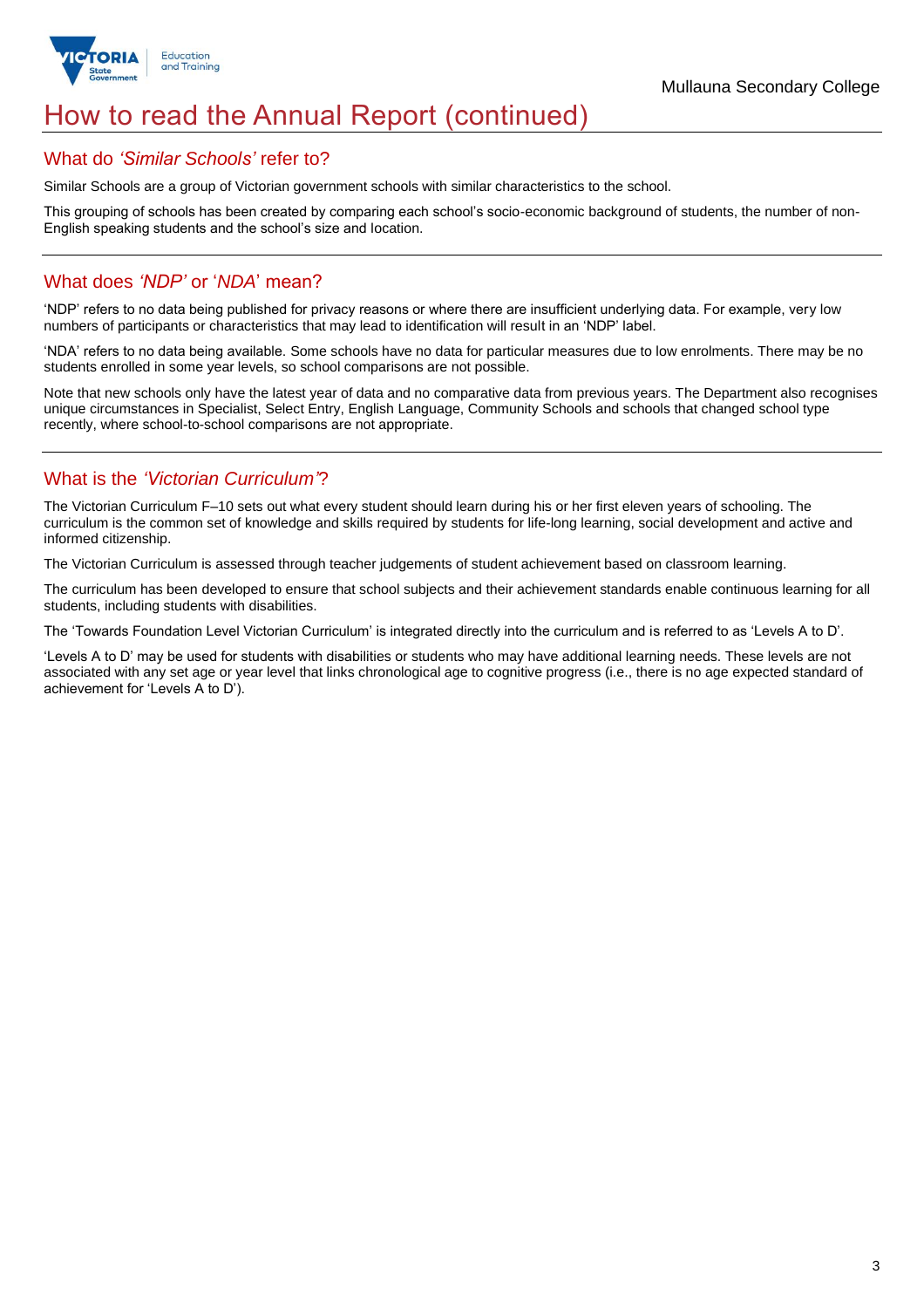# How to read the Annual Report (continued)

## What do *'Similar Schools'* refer to?

Similar Schools are a group of Victorian government schools with similar characteristics to the school.

This grouping of schools has been created by comparing each school's socio-economic background of students, the number of non-English speaking students and the school's size and location.

## What does *'NDP'* or '*NDA*' mean?

'NDP' refers to no data being published for privacy reasons or where there are insufficient underlying data. For example, very low numbers of participants or characteristics that may lead to identification will result in an 'NDP' label.

'NDA' refers to no data being available. Some schools have no data for particular measures due to low enrolments. There may be no students enrolled in some year levels, so school comparisons are not possible.

Note that new schools only have the latest year of data and no comparative data from previous years. The Department also recognises unique circumstances in Specialist, Select Entry, English Language, Community Schools and schools that changed school type recently, where school-to-school comparisons are not appropriate.

## What is the *'Victorian Curriculum'*?

The Victorian Curriculum F–10 sets out what every student should learn during his or her first eleven years of schooling. The curriculum is the common set of knowledge and skills required by students for life-long learning, social development and active and informed citizenship.

The Victorian Curriculum is assessed through teacher judgements of student achievement based on classroom learning.

The curriculum has been developed to ensure that school subjects and their achievement standards enable continuous learning for all students, including students with disabilities.

The 'Towards Foundation Level Victorian Curriculum' is integrated directly into the curriculum and is referred to as 'Levels A to D'.

'Levels A to D' may be used for students with disabilities or students who may have additional learning needs. These levels are not associated with any set age or year level that links chronological age to cognitive progress (i.e., there is no age expected standard of achievement for 'Levels A to D').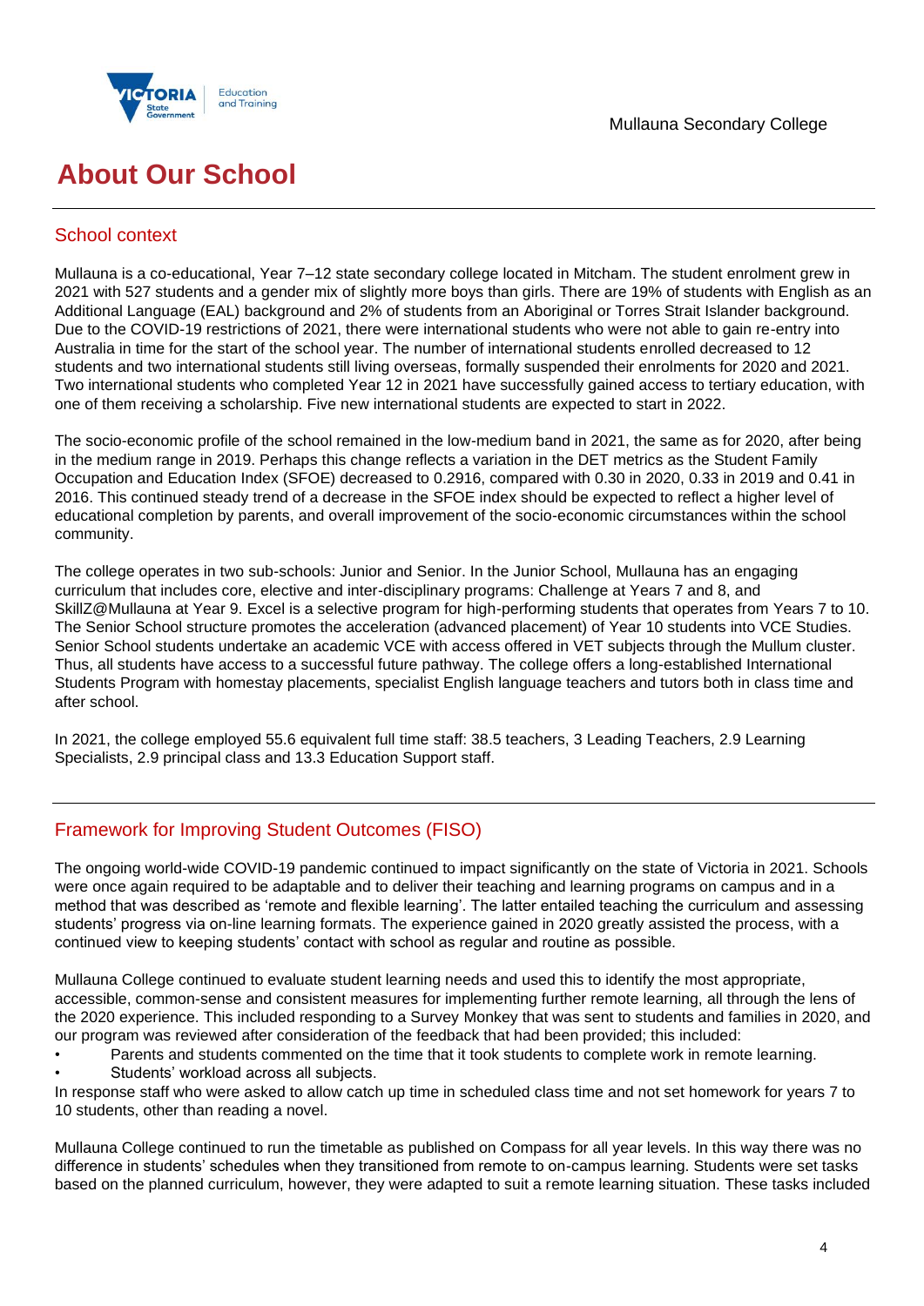# About Our School

## School context

Mullauna is a co-educational, Year 7–12 state secondary college located in Mitcham. The student enrolment grew in 2021 with 527 students and a gender mix of slightly more boys than girls. There are 19% of students with English as an Additional Language (EAL) background and 2% of students from an Aboriginal or Torres Strait Islander background. Due to the COVID-19 restrictions of 2021, there were international students who were not able to gain re-entry into Australia in time for the start of the school year. The number of international students enrolled decreased to 12 students and two international students still living overseas, formally suspended their enrolments for 2020 and 2021. Two international students who completed Year 12 in 2021 have successfully gained access to tertiary education, with one of them receiving a scholarship. Five new international students are expected to start in 2022.

The socio-economic profile of the school remained in the low-medium band in 2021, the same as for 2020, after being in the medium range in 2019. Perhaps this change reflects a variation in the DET metrics as the Student Family Occupation and Education Index (SFOE) decreased to 0.2916, compared with 0.30 in 2020, 0.33 in 2019 and 0.41 in 2016. This continued steady trend of a decrease in the SFOE index should be expected to reflect a higher level of educational completion by parents, and overall improvement of the socio-economic circumstances within the school community.

The college operates in two sub-schools: Junior and Senior. In the Junior School, Mullauna has an engaging curriculum that includes core, elective and inter-disciplinary programs: Challenge at Years 7 and 8, and SkillZ@Mullauna at Year 9. Excel is a selective program for high-performing students that operates from Years 7 to 10. The Senior School structure promotes the acceleration (advanced placement) of Year 10 students into VCE Studies. Senior School students undertake an academic VCE with access offered in VET subjects through the Mullum cluster. Thus, all students have access to a successful future pathway. The college offers a long-established International Students Program with homestay placements, specialist English language teachers and tutors both in class time and after school.

In 2021, the college employed 55.6 equivalent full time staff: 38.5 teachers, 3 Leading Teachers, 2.9 Learning Specialists, 2.9 principal class and 13.3 Education Support staff.

## Framework for Improving Student Outcomes (FISO)

The ongoing world-wide COVID-19 pandemic continued to impact significantly on the state of Victoria in 2021. Schools were once again required to be adaptable and to deliver their teaching and learning programs on campus and in a method that was described as 'remote and flexible learning'. The latter entailed teaching the curriculum and assessing students' progress via on-line learning formats. The experience gained in 2020 greatly assisted the process, with a continued view to keeping students' contact with school as regular and routine as possible.

Mullauna College continued to evaluate student learning needs and used this to identify the most appropriate, accessible, common-sense and consistent measures for implementing further remote learning, all through the lens of the 2020 experience. This included responding to a Survey Monkey that was sent to students and families in 2020, and our program was reviewed after consideration of the feedback that had been provided; this included:

- Parents and students commented on the time that it took students to complete work in remote learning.
- Students' workload across all subjects.

In response staff who were asked to allow catch up time in scheduled class time and not set homework for years 7 to 10 students, other than reading a novel.

Mullauna College continued to run the timetable as published on Compass for all year levels. In this way there was no difference in students' schedules when they transitioned from remote to on-campus learning. Students were set tasks based on the planned curriculum, however, they were adapted to suit a remote learning situation. These tasks included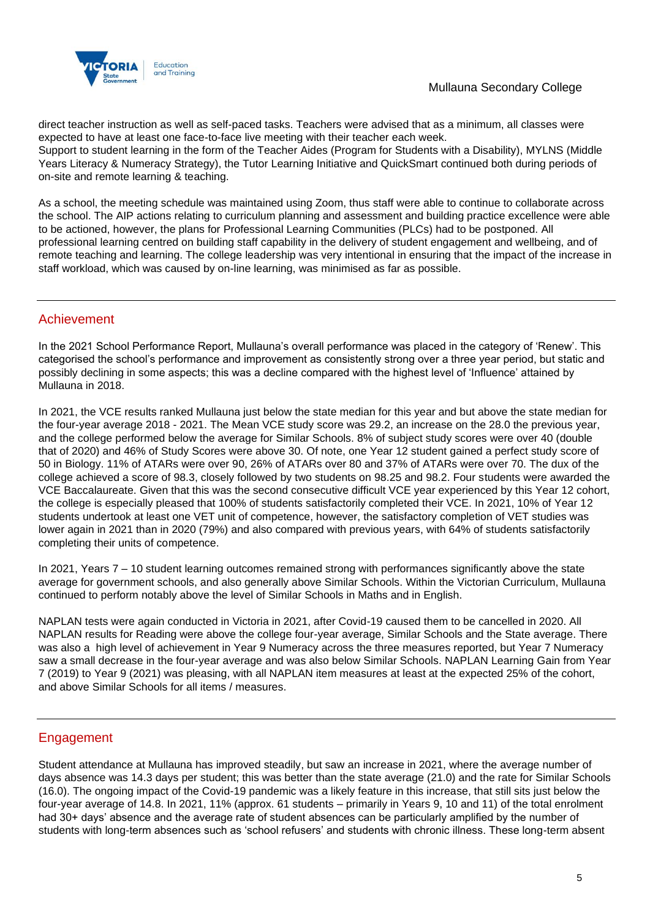direct teacher instruction as well as self-paced tasks. Teachers were advised that as a minimum, all classes were expected to have at least one face-to-face live meeting with their teacher each week.
Support to student learning in the form of the Teacher Aides (Program for Students with a Disability), MYLNS (Middle Years Literacy & Numeracy Strategy), the Tutor Learning Initiative and QuickSmart continued both during periods of on-site and remote learning & teaching.

As a school, the meeting schedule was maintained using Zoom, thus staff were able to continue to collaborate across the school. The AIP actions relating to curriculum planning and assessment and building practice excellence were able to be actioned, however, the plans for Professional Learning Communities (PLCs) had to be postponed. All professional learning centred on building staff capability in the delivery of student engagement and wellbeing, and of remote teaching and learning. The college leadership was very intentional in ensuring that the impact of the increase in staff workload, which was caused by on-line learning, was minimised as far as possible.

## Achievement

In the 2021 School Performance Report, Mullauna's overall performance was placed in the category of 'Renew'. This categorised the school's performance and improvement as consistently strong over a three year period, but static and possibly declining in some aspects; this was a decline compared with the highest level of 'Influence' attained by Mullauna in 2018.

In 2021, the VCE results ranked Mullauna just below the state median for this year and but above the state median for the four-year average 2018 - 2021. The Mean VCE study score was 29.2, an increase on the 28.0 the previous year, and the college performed below the average for Similar Schools. 8% of subject study scores were over 40 (double that of 2020) and 46% of Study Scores were above 30. Of note, one Year 12 student gained a perfect study score of 50 in Biology. 11% of ATARs were over 90, 26% of ATARs over 80 and 37% of ATARs were over 70. The dux of the college achieved a score of 98.3, closely followed by two students on 98.25 and 98.2. Four students were awarded the VCE Baccalaureate. Given that this was the second consecutive difficult VCE year experienced by this Year 12 cohort, the college is especially pleased that 100% of students satisfactorily completed their VCE. In 2021, 10% of Year 12 students undertook at least one VET unit of competence, however, the satisfactory completion of VET studies was lower again in 2021 than in 2020 (79%) and also compared with previous years, with 64% of students satisfactorily completing their units of competence.

In 2021, Years 7 – 10 student learning outcomes remained strong with performances significantly above the state average for government schools, and also generally above Similar Schools. Within the Victorian Curriculum, Mullauna continued to perform notably above the level of Similar Schools in Maths and in English.

NAPLAN tests were again conducted in Victoria in 2021, after Covid-19 caused them to be cancelled in 2020. All NAPLAN results for Reading were above the college four-year average, Similar Schools and the State average. There was also a high level of achievement in Year 9 Numeracy across the three measures reported, but Year 7 Numeracy saw a small decrease in the four-year average and was also below Similar Schools. NAPLAN Learning Gain from Year 7 (2019) to Year 9 (2021) was pleasing, with all NAPLAN item measures at least at the expected 25% of the cohort, and above Similar Schools for all items / measures.

## Engagement

Student attendance at Mullauna has improved steadily, but saw an increase in 2021, where the average number of days absence was 14.3 days per student; this was better than the state average (21.0) and the rate for Similar Schools (16.0). The ongoing impact of the Covid-19 pandemic was a likely feature in this increase, that still sits just below the four-year average of 14.8. In 2021, 11% (approx. 61 students – primarily in Years 9, 10 and 11) of the total enrolment had 30+ days' absence and the average rate of student absences can be particularly amplified by the number of students with long-term absences such as 'school refusers' and students with chronic illness. These long-term absent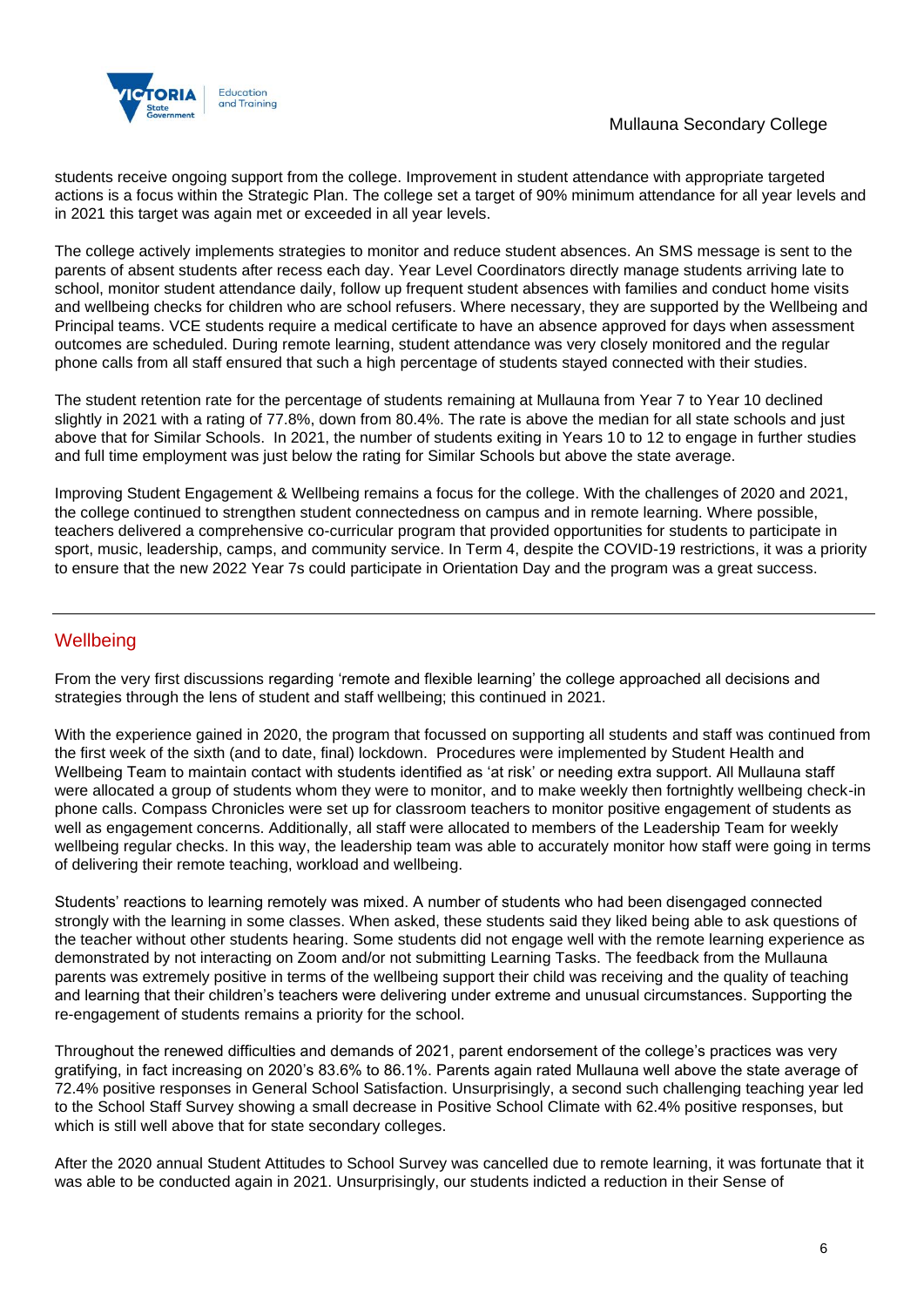students receive ongoing support from the college. Improvement in student attendance with appropriate targeted actions is a focus within the Strategic Plan. The college set a target of 90% minimum attendance for all year levels and in 2021 this target was again met or exceeded in all year levels.

The college actively implements strategies to monitor and reduce student absences. An SMS message is sent to the parents of absent students after recess each day. Year Level Coordinators directly manage students arriving late to school, monitor student attendance daily, follow up frequent student absences with families and conduct home visits and wellbeing checks for children who are school refusers. Where necessary, they are supported by the Wellbeing and Principal teams. VCE students require a medical certificate to have an absence approved for days when assessment outcomes are scheduled. During remote learning, student attendance was very closely monitored and the regular phone calls from all staff ensured that such a high percentage of students stayed connected with their studies.

The student retention rate for the percentage of students remaining at Mullauna from Year 7 to Year 10 declined slightly in 2021 with a rating of 77.8%, down from 80.4%. The rate is above the median for all state schools and just above that for Similar Schools. In 2021, the number of students exiting in Years 10 to 12 to engage in further studies and full time employment was just below the rating for Similar Schools but above the state average.

Improving Student Engagement & Wellbeing remains a focus for the college. With the challenges of 2020 and 2021, the college continued to strengthen student connectedness on campus and in remote learning. Where possible, teachers delivered a comprehensive co-curricular program that provided opportunities for students to participate in sport, music, leadership, camps, and community service. In Term 4, despite the COVID-19 restrictions, it was a priority to ensure that the new 2022 Year 7s could participate in Orientation Day and the program was a great success.

## Wellbeing

From the very first discussions regarding 'remote and flexible learning' the college approached all decisions and strategies through the lens of student and staff wellbeing; this continued in 2021.

With the experience gained in 2020, the program that focussed on supporting all students and staff was continued from the first week of the sixth (and to date, final) lockdown. Procedures were implemented by Student Health and Wellbeing Team to maintain contact with students identified as 'at risk' or needing extra support. All Mullauna staff were allocated a group of students whom they were to monitor, and to make weekly then fortnightly wellbeing check-in phone calls. Compass Chronicles were set up for classroom teachers to monitor positive engagement of students as well as engagement concerns. Additionally, all staff were allocated to members of the Leadership Team for weekly wellbeing regular checks. In this way, the leadership team was able to accurately monitor how staff were going in terms of delivering their remote teaching, workload and wellbeing.

Students' reactions to learning remotely was mixed. A number of students who had been disengaged connected strongly with the learning in some classes. When asked, these students said they liked being able to ask questions of the teacher without other students hearing. Some students did not engage well with the remote learning experience as demonstrated by not interacting on Zoom and/or not submitting Learning Tasks. The feedback from the Mullauna parents was extremely positive in terms of the wellbeing support their child was receiving and the quality of teaching and learning that their children's teachers were delivering under extreme and unusual circumstances. Supporting the re-engagement of students remains a priority for the school.

Throughout the renewed difficulties and demands of 2021, parent endorsement of the college's practices was very gratifying, in fact increasing on 2020's 83.6% to 86.1%. Parents again rated Mullauna well above the state average of 72.4% positive responses in General School Satisfaction. Unsurprisingly, a second such challenging teaching year led to the School Staff Survey showing a small decrease in Positive School Climate with 62.4% positive responses, but which is still well above that for state secondary colleges.

After the 2020 annual Student Attitudes to School Survey was cancelled due to remote learning, it was fortunate that it was able to be conducted again in 2021. Unsurprisingly, our students indicted a reduction in their Sense of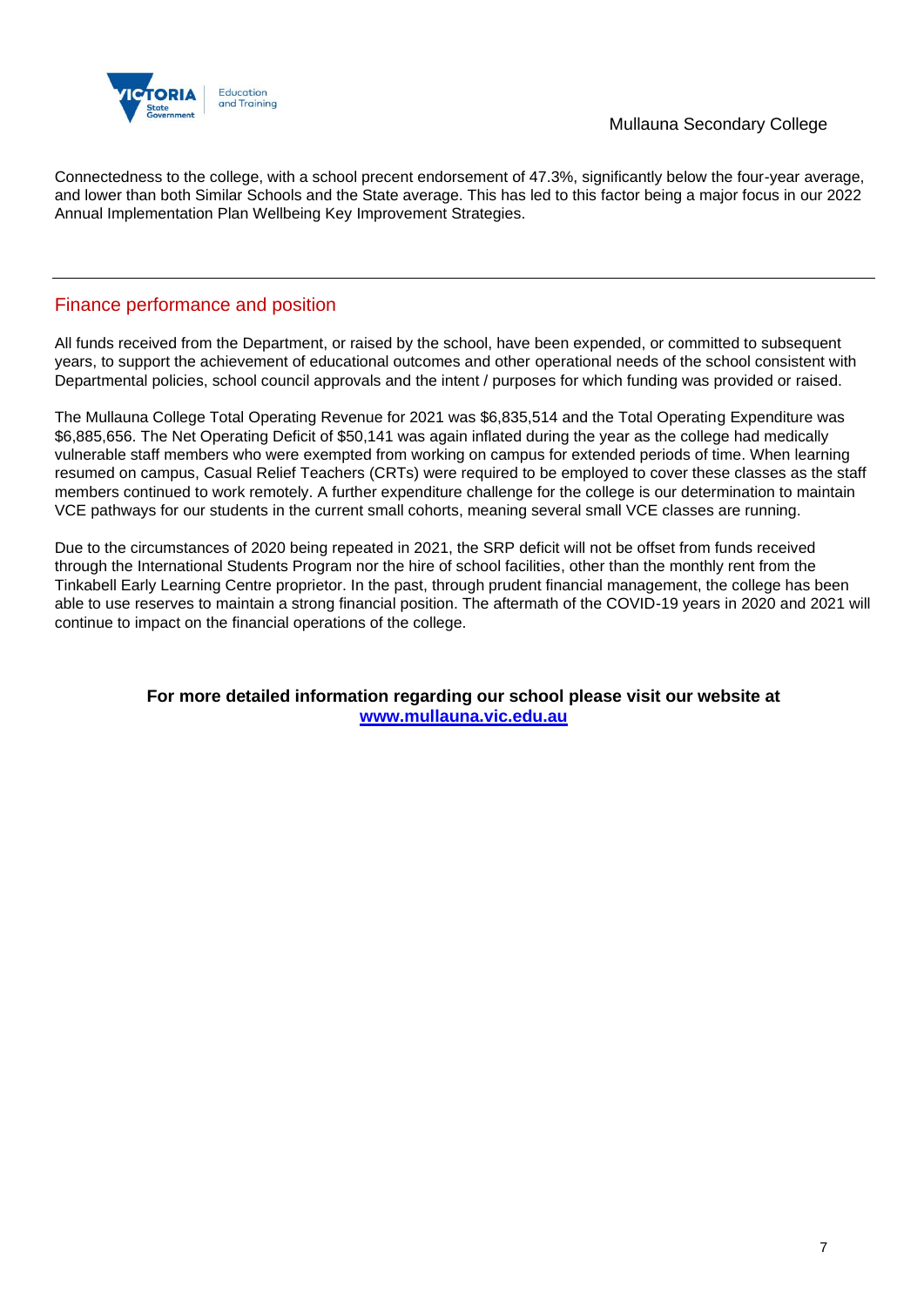Connectedness to the college, with a school precent endorsement of 47.3%, significantly below the four-year average, and lower than both Similar Schools and the State average. This has led to this factor being a major focus in our 2022 Annual Implementation Plan Wellbeing Key Improvement Strategies.

## Finance performance and position

All funds received from the Department, or raised by the school, have been expended, or committed to subsequent years, to support the achievement of educational outcomes and other operational needs of the school consistent with Departmental policies, school council approvals and the intent / purposes for which funding was provided or raised.

The Mullauna College Total Operating Revenue for 2021 was $6,835,514 and the Total Operating Expenditure was $6,885,656. The Net Operating Deficit of $50,141 was again inflated during the year as the college had medically vulnerable staff members who were exempted from working on campus for extended periods of time. When learning resumed on campus, Casual Relief Teachers (CRTs) were required to be employed to cover these classes as the staff members continued to work remotely. A further expenditure challenge for the college is our determination to maintain VCE pathways for our students in the current small cohorts, meaning several small VCE classes are running.

Due to the circumstances of 2020 being repeated in 2021, the SRP deficit will not be offset from funds received through the International Students Program nor the hire of school facilities, other than the monthly rent from the Tinkabell Early Learning Centre proprietor. In the past, through prudent financial management, the college has been able to use reserves to maintain a strong financial position. The aftermath of the COVID-19 years in 2020 and 2021 will continue to impact on the financial operations of the college.

**For more detailed information regarding our school please visit our website at [www.mullauna.vic.edu.au](www.mullauna.vic.edu.au)**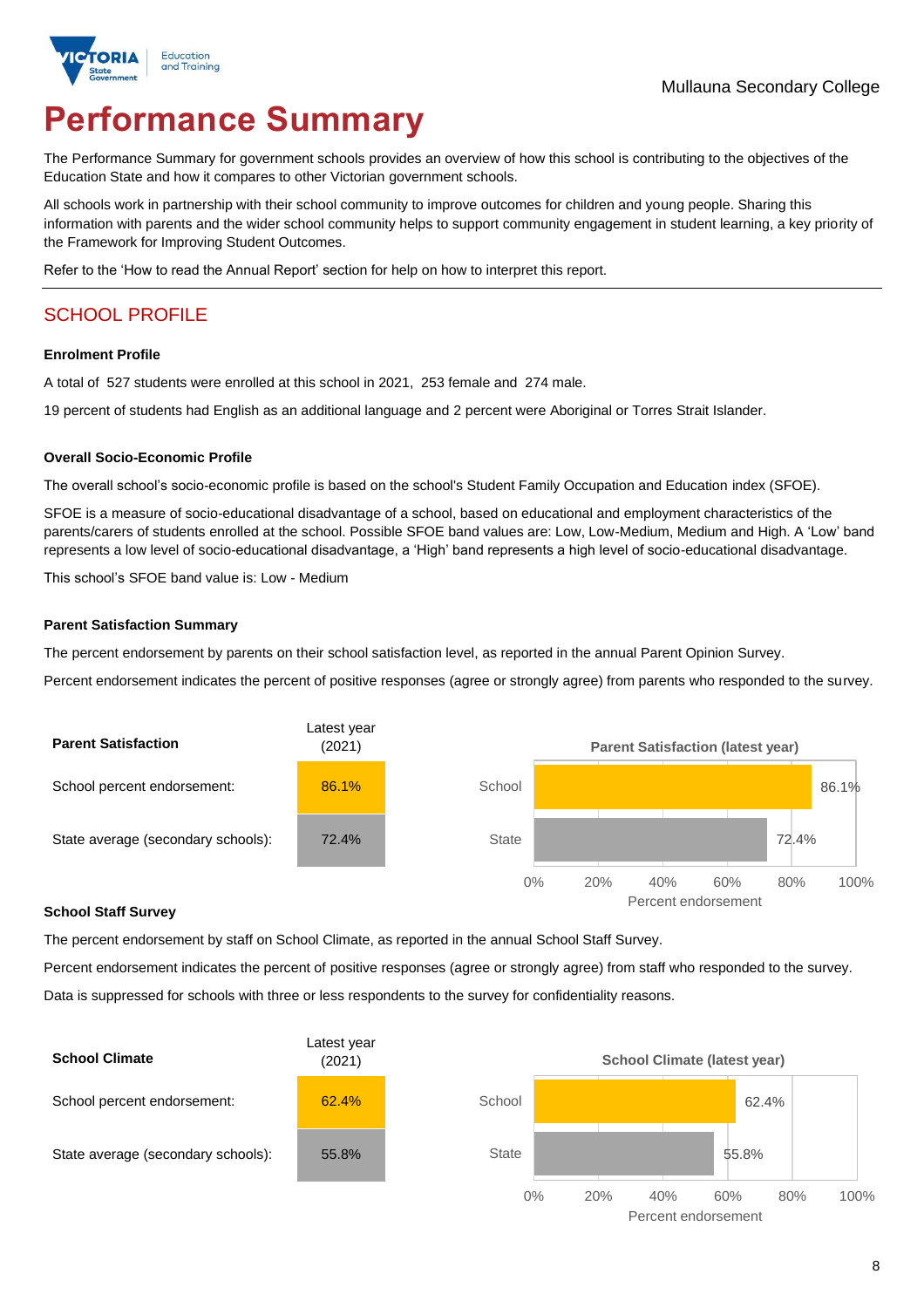Mullauna Secondary College

# Performance Summary

The Performance Summary for government schools provides an overview of how this school is contributing to the objectives of the Education State and how it compares to other Victorian government schools.

All schools work in partnership with their school community to improve outcomes for children and young people. Sharing this information with parents and the wider school community helps to support community engagement in student learning, a key priority of the Framework for Improving Student Outcomes.

Refer to the 'How to read the Annual Report' section for help on how to interpret this report.

## SCHOOL PROFILE

**Enrolment Profile**

A total of 527 students were enrolled at this school in 2021, 253 female and 274 male.

19 percent of students had English as an additional language and 2 percent were Aboriginal or Torres Strait Islander.

**Overall Socio-Economic Profile**

The overall school's socio-economic profile is based on the school's Student Family Occupation and Education index (SFOE).

SFOE is a measure of socio-educational disadvantage of a school, based on educational and employment characteristics of the parents/carers of students enrolled at the school. Possible SFOE band values are: Low, Low-Medium, Medium and High. A 'Low' band represents a low level of socio-educational disadvantage, a 'High' band represents a high level of socio-educational disadvantage.

This school's SFOE band value is: Low - Medium

**Parent Satisfaction Summary**

The percent endorsement by parents on their school satisfaction level, as reported in the annual Parent Opinion Survey.

Percent endorsement indicates the percent of positive responses (agree or strongly agree) from parents who responded to the survey.

| Parent Satisfaction | Latest year (2021) |
|---|---|
| School percent endorsement: | 86.1% |
| State average (secondary schools): | 72.4% |

**School Staff Survey**

The percent endorsement by staff on School Climate, as reported in the annual School Staff Survey.

Percent endorsement indicates the percent of positive responses (agree or strongly agree) from staff who responded to the survey.

Data is suppressed for schools with three or less respondents to the survey for confidentiality reasons.

| School Climate | Latest year (2021) |
|---|---|
| School percent endorsement: | 62.4% |
| State average (secondary schools): | 55.8% |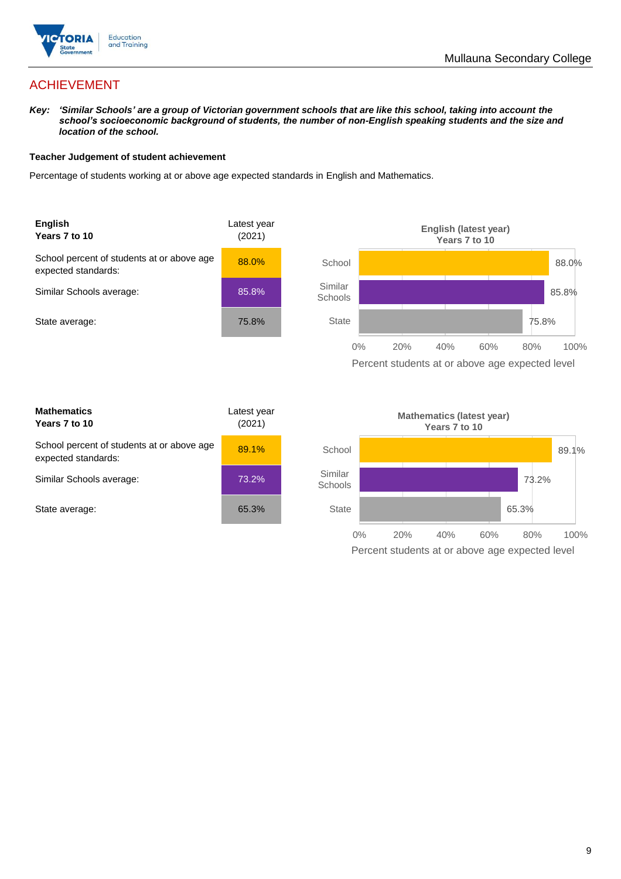# ACHIEVEMENT

***Key:*** ***'Similar Schools' are a group of Victorian government schools that are like this school, taking into account the school's socioeconomic background of students, the number of non-English speaking students and the size and location of the school.***

**Teacher Judgement of student achievement**

Percentage of students working at or above age expected standards in English and Mathematics.

| **English Years 7 to 10** | Latest year (2021) |
| --- | --- |
| School percent of students at or above age expected standards: | 88.0% |
| Similar Schools average: | 85.8% |
| State average: | 75.8% |

**English (latest year) Years 7 to 10**

| | Percent students at or above age expected level |
| --- | --- |
| School | 88.0% |
| Similar Schools | 85.8% |
| State | 75.8% |

| **Mathematics Years 7 to 10** | Latest year (2021) |
| --- | --- |
| School percent of students at or above age expected standards: | 89.1% |
| Similar Schools average: | 73.2% |
| State average: | 65.3% |

**Mathematics (latest year) Years 7 to 10**

| | Percent students at or above age expected level |
| --- | --- |
| School | 89.1% |
| Similar Schools | 73.2% |
| State | 65.3% |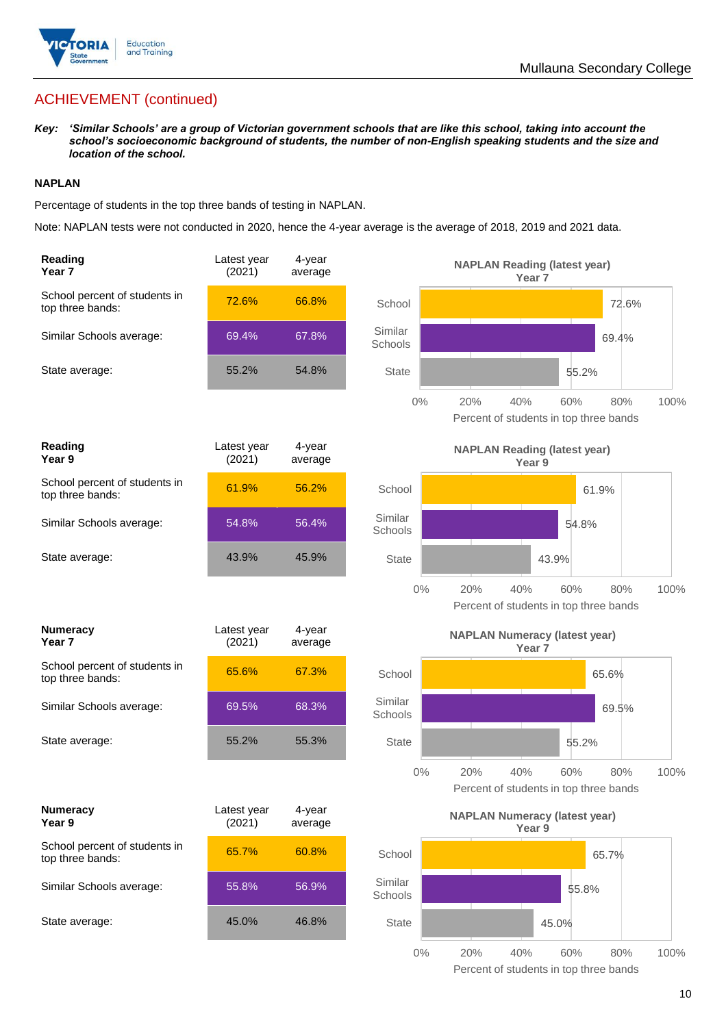## ACHIEVEMENT (continued)

***Key:*** ***'Similar Schools' are a group of Victorian government schools that are like this school, taking into account the school's socioeconomic background of students, the number of non-English speaking students and the size and location of the school.***

### NAPLAN

Percentage of students in the top three bands of testing in NAPLAN.

Note: NAPLAN tests were not conducted in 2020, hence the 4-year average is the average of 2018, 2019 and 2021 data.

| **Reading Year 7** | Latest year (2021) | 4-year average |
|---|---|---|
| School percent of students in top three bands: | 72.6% | 66.8% |
| Similar Schools average: | 69.4% | 67.8% |
| State average: | 55.2% | 54.8% |

**NAPLAN Reading (latest year) Year 7**

| | Percent of students in top three bands |
|---|---|
| School | 72.6% |
| Similar Schools | 69.4% |
| State | 55.2% |

| **Reading Year 9** | Latest year (2021) | 4-year average |
|---|---|---|
| School percent of students in top three bands: | 61.9% | 56.2% |
| Similar Schools average: | 54.8% | 56.4% |
| State average: | 43.9% | 45.9% |

**NAPLAN Reading (latest year) Year 9**

| | Percent of students in top three bands |
|---|---|
| School | 61.9% |
| Similar Schools | 54.8% |
| State | 43.9% |

| **Numeracy Year 7** | Latest year (2021) | 4-year average |
|---|---|---|
| School percent of students in top three bands: | 65.6% | 67.3% |
| Similar Schools average: | 69.5% | 68.3% |
| State average: | 55.2% | 55.3% |

**NAPLAN Numeracy (latest year) Year 7**

| | Percent of students in top three bands |
|---|---|
| School | 65.6% |
| Similar Schools | 69.5% |
| State | 55.2% |

| **Numeracy Year 9** | Latest year (2021) | 4-year average |
|---|---|---|
| School percent of students in top three bands: | 65.7% | 60.8% |
| Similar Schools average: | 55.8% | 56.9% |
| State average: | 45.0% | 46.8% |

**NAPLAN Numeracy (latest year) Year 9**

| | Percent of students in top three bands |
|---|---|
| School | 65.7% |
| Similar Schools | 55.8% |
| State | 45.0% |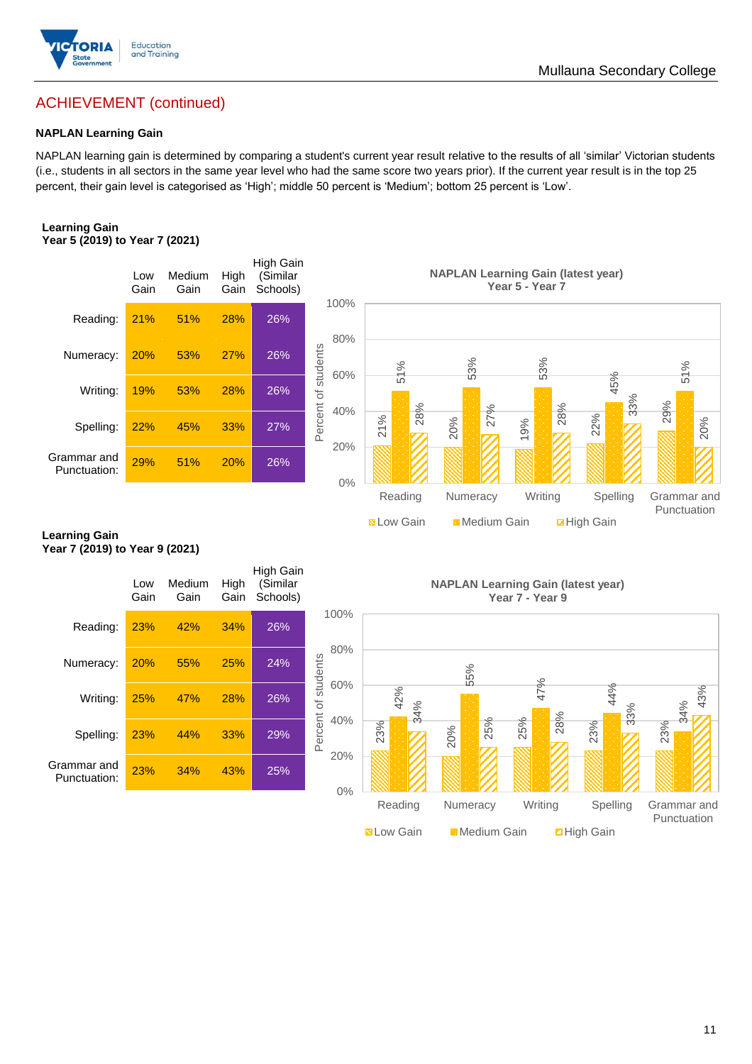## ACHIEVEMENT (continued)

### NAPLAN Learning Gain

NAPLAN learning gain is determined by comparing a student's current year result relative to the results of all 'similar' Victorian students (i.e., students in all sectors in the same year level who had the same score two years prior). If the current year result is in the top 25 percent, their gain level is categorised as 'High'; middle 50 percent is 'Medium'; bottom 25 percent is 'Low'.

**Learning Gain**
**Year 5 (2019) to Year 7 (2021)**

| | Low Gain | Medium Gain | High Gain | High Gain (Similar Schools) |
|---|---|---|---|---|
| Reading: | 21% | 51% | 28% | 26% |
| Numeracy: | 20% | 53% | 27% | 26% |
| Writing: | 19% | 53% | 28% | 26% |
| Spelling: | 22% | 45% | 33% | 27% |
| Grammar and Punctuation: | 29% | 51% | 20% | 26% |

**NAPLAN Learning Gain (latest year) Year 5 - Year 7**

| | Low Gain | Medium Gain | High Gain |
|---|---|---|---|
| Reading | 21% | 51% | 28% |
| Numeracy | 20% | 53% | 27% |
| Writing | 19% | 53% | 28% |
| Spelling | 22% | 45% | 33% |
| Grammar and Punctuation | 29% | 51% | 20% |

**Learning Gain**
**Year 7 (2019) to Year 9 (2021)**

| | Low Gain | Medium Gain | High Gain | High Gain (Similar Schools) |
|---|---|---|---|---|
| Reading: | 23% | 42% | 34% | 26% |
| Numeracy: | 20% | 55% | 25% | 24% |
| Writing: | 25% | 47% | 28% | 26% |
| Spelling: | 23% | 44% | 33% | 29% |
| Grammar and Punctuation: | 23% | 34% | 43% | 25% |

**NAPLAN Learning Gain (latest year) Year 7 - Year 9**

| | Low Gain | Medium Gain | High Gain |
|---|---|---|---|
| Reading | 23% | 42% | 34% |
| Numeracy | 20% | 55% | 25% |
| Writing | 25% | 47% | 28% |
| Spelling | 23% | 44% | 33% |
| Grammar and Punctuation | 23% | 34% | 43% |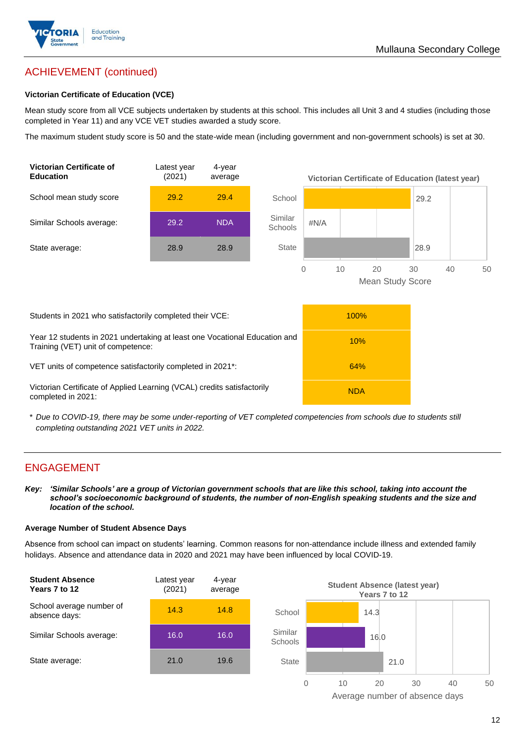## ACHIEVEMENT (continued)

### Victorian Certificate of Education (VCE)

Mean study score from all VCE subjects undertaken by students at this school. This includes all Unit 3 and 4 studies (including those completed in Year 11) and any VCE VET studies awarded a study score.

The maximum student study score is 50 and the state-wide mean (including government and non-government schools) is set at 30.

| Victorian Certificate of Education | Latest year (2021) | 4-year average |
|---|---|---|
| School mean study score | 29.2 | 29.4 |
| Similar Schools average: | 29.2 | NDA |
| State average: | 28.9 | 28.9 |

**Victorian Certificate of Education (latest year)**

| | Mean Study Score |
|---|---|
| School | 29.2 |
| Similar Schools | #N/A |
| State | 28.9 |

| | |
|---|---|
| Students in 2021 who satisfactorily completed their VCE: | 100% |
| Year 12 students in 2021 undertaking at least one Vocational Education and Training (VET) unit of competence: | 10% |
| VET units of competence satisfactorily completed in 2021*: | 64% |
| Victorian Certificate of Applied Learning (VCAL) credits satisfactorily completed in 2021: | NDA |

\* *Due to COVID-19, there may be some under-reporting of VET completed competencies from schools due to students still completing outstanding 2021 VET units in 2022.*

## ENGAGEMENT

***Key: 'Similar Schools' are a group of Victorian government schools that are like this school, taking into account the school's socioeconomic background of students, the number of non-English speaking students and the size and location of the school.***

### Average Number of Student Absence Days

Absence from school can impact on students' learning. Common reasons for non-attendance include illness and extended family holidays. Absence and attendance data in 2020 and 2021 may have been influenced by local COVID-19.

| Student Absence Years 7 to 12 | Latest year (2021) | 4-year average |
|---|---|---|
| School average number of absence days: | 14.3 | 14.8 |
| Similar Schools average: | 16.0 | 16.0 |
| State average: | 21.0 | 19.6 |

**Student Absence (latest year) Years 7 to 12**

| | Average number of absence days |
|---|---|
| School | 14.3 |
| Similar Schools | 16.0 |
| State | 21.0 |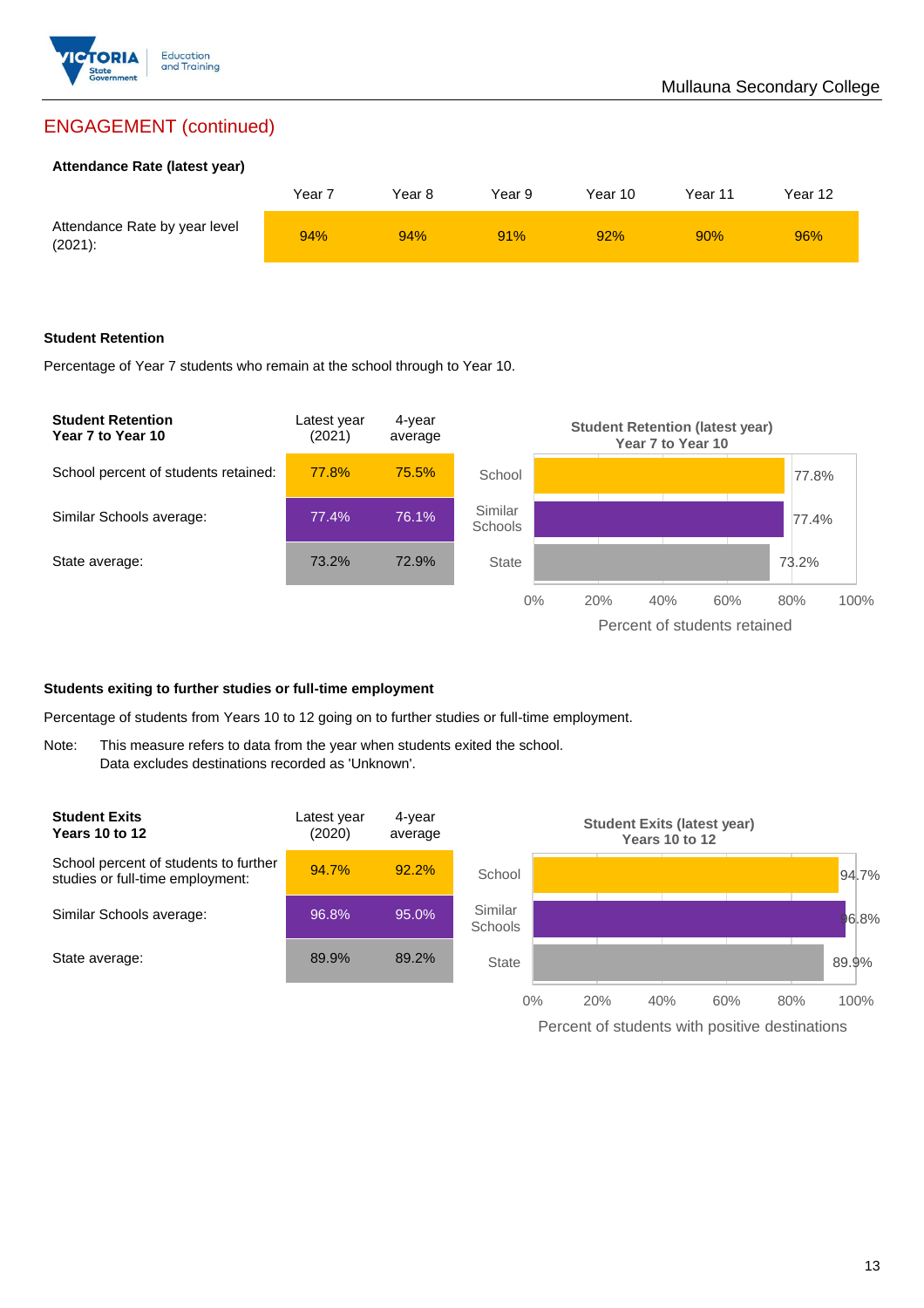## ENGAGEMENT (continued)

### Attendance Rate (latest year)

| | Year 7 | Year 8 | Year 9 | Year 10 | Year 11 | Year 12 |
|---|---|---|---|---|---|---|
| Attendance Rate by year level (2021): | 94% | 94% | 91% | 92% | 90% | 96% |

### Student Retention

Percentage of Year 7 students who remain at the school through to Year 10.

| Student Retention Year 7 to Year 10 | Latest year (2021) | 4-year average |
|---|---|---|
| School percent of students retained: | 77.8% | 75.5% |
| Similar Schools average: | 77.4% | 76.1% |
| State average: | 73.2% | 72.9% |

**Student Retention (latest year) Year 7 to Year 10**

| | Percent of students retained |
|---|---|
| School | 77.8% |
| Similar Schools | 77.4% |
| State | 73.2% |

### Students exiting to further studies or full-time employment

Percentage of students from Years 10 to 12 going on to further studies or full-time employment.

Note: This measure refers to data from the year when students exited the school. Data excludes destinations recorded as 'Unknown'.

| Student Exits Years 10 to 12 | Latest year (2020) | 4-year average |
|---|---|---|
| School percent of students to further studies or full-time employment: | 94.7% | 92.2% |
| Similar Schools average: | 96.8% | 95.0% |
| State average: | 89.9% | 89.2% |

**Student Exits (latest year) Years 10 to 12**

| | Percent of students with positive destinations |
|---|---|
| School | 94.7% |
| Similar Schools | 96.8% |
| State | 89.9% |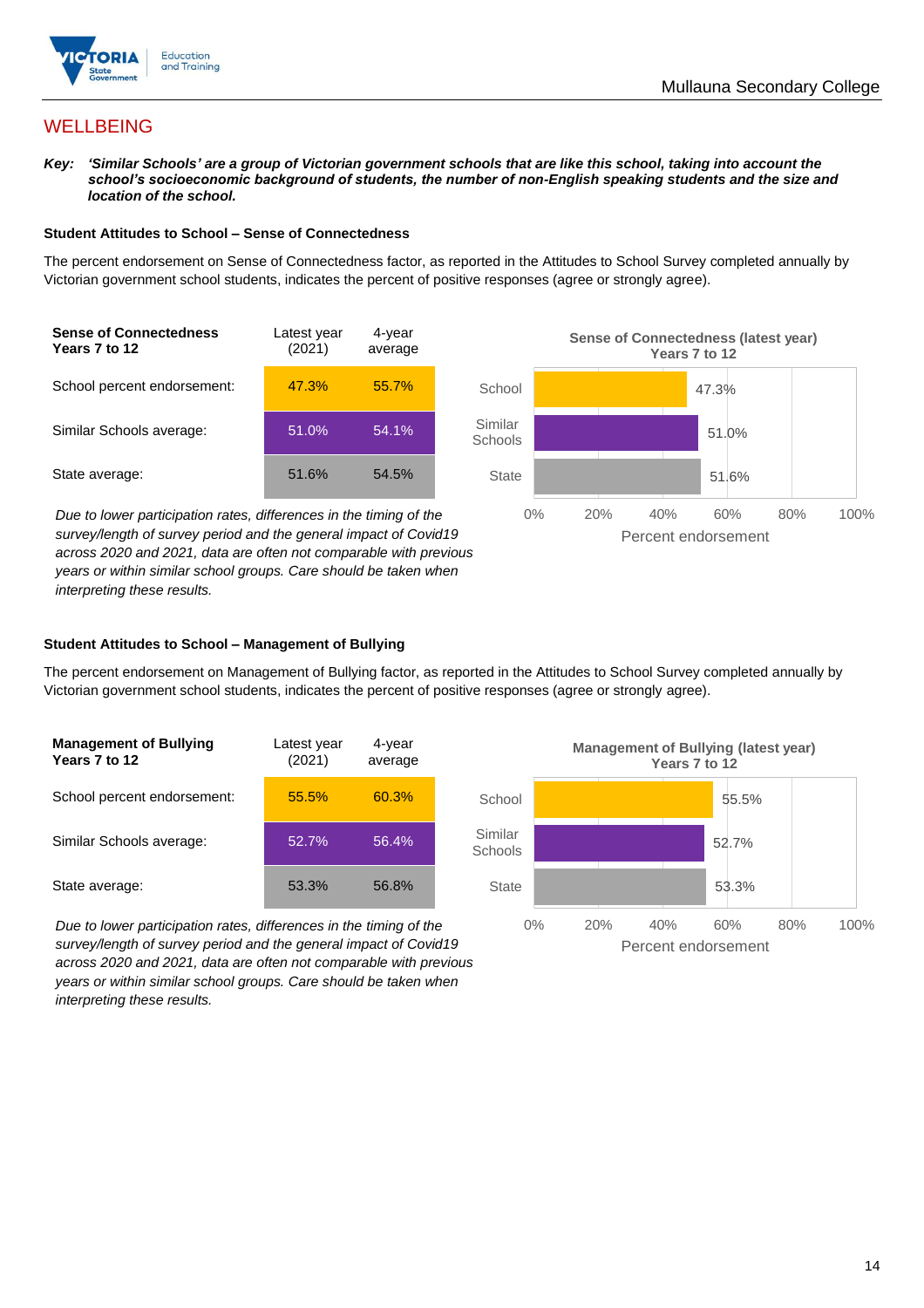## WELLBEING

***Key:*** ***'Similar Schools' are a group of Victorian government schools that are like this school, taking into account the school's socioeconomic background of students, the number of non-English speaking students and the size and location of the school.***

### Student Attitudes to School – Sense of Connectedness

The percent endorsement on Sense of Connectedness factor, as reported in the Attitudes to School Survey completed annually by Victorian government school students, indicates the percent of positive responses (agree or strongly agree).

| Sense of Connectedness Years 7 to 12 | Latest year (2021) | 4-year average |
|---|---|---|
| School percent endorsement: | 47.3% | 55.7% |
| Similar Schools average: | 51.0% | 54.1% |
| State average: | 51.6% | 54.5% |

*Due to lower participation rates, differences in the timing of the survey/length of survey period and the general impact of Covid19 across 2020 and 2021, data are often not comparable with previous years or within similar school groups. Care should be taken when interpreting these results.*

**Sense of Connectedness (latest year) Years 7 to 12**

| | Percent endorsement |
|---|---|
| School | 47.3% |
| Similar Schools | 51.0% |
| State | 51.6% |

### Student Attitudes to School – Management of Bullying

The percent endorsement on Management of Bullying factor, as reported in the Attitudes to School Survey completed annually by Victorian government school students, indicates the percent of positive responses (agree or strongly agree).

| Management of Bullying Years 7 to 12 | Latest year (2021) | 4-year average |
|---|---|---|
| School percent endorsement: | 55.5% | 60.3% |
| Similar Schools average: | 52.7% | 56.4% |
| State average: | 53.3% | 56.8% |

*Due to lower participation rates, differences in the timing of the survey/length of survey period and the general impact of Covid19 across 2020 and 2021, data are often not comparable with previous years or within similar school groups. Care should be taken when interpreting these results.*

**Management of Bullying (latest year) Years 7 to 12**

| | Percent endorsement |
|---|---|
| School | 55.5% |
| Similar Schools | 52.7% |
| State | 53.3% |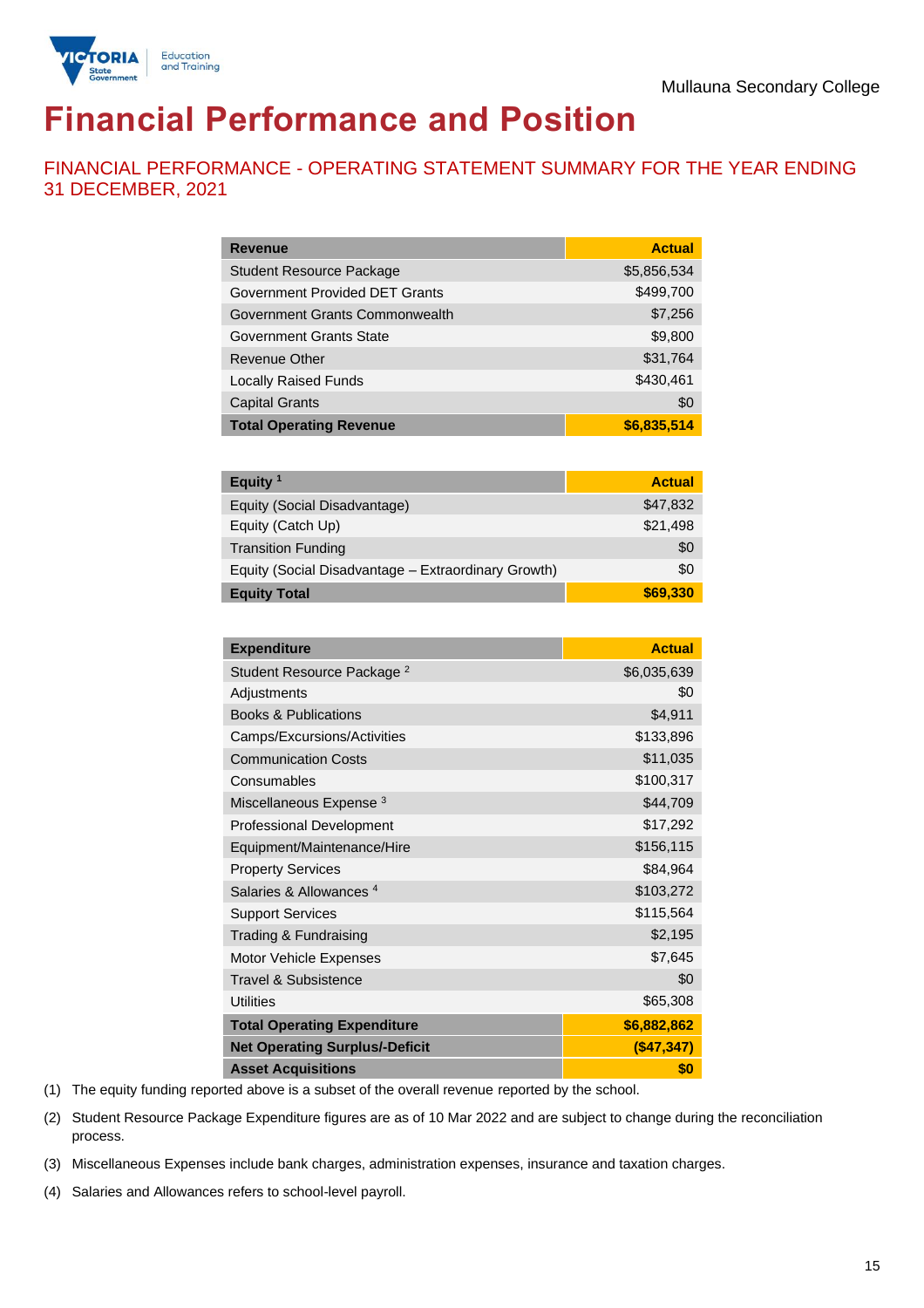Mullauna Secondary College

# Financial Performance and Position

## FINANCIAL PERFORMANCE - OPERATING STATEMENT SUMMARY FOR THE YEAR ENDING 31 DECEMBER, 2021

| Revenue | Actual |
|---|---|
| Student Resource Package | $5,856,534 |
| Government Provided DET Grants | $499,700 |
| Government Grants Commonwealth | $7,256 |
| Government Grants State | $9,800 |
| Revenue Other | $31,764 |
| Locally Raised Funds | $430,461 |
| Capital Grants | $0 |
| **Total Operating Revenue** | **$6,835,514** |

| Equity [1] | Actual |
|---|---|
| Equity (Social Disadvantage) | $47,832 |
| Equity (Catch Up) | $21,498 |
| Transition Funding | $0 |
| Equity (Social Disadvantage – Extraordinary Growth) | $0 |
| **Equity Total** | **$69,330** |

| Expenditure | Actual |
|---|---|
| Student Resource Package [2] | $6,035,639 |
| Adjustments | $0 |
| Books & Publications | $4,911 |
| Camps/Excursions/Activities | $133,896 |
| Communication Costs | $11,035 |
| Consumables | $100,317 |
| Miscellaneous Expense [3] | $44,709 |
| Professional Development | $17,292 |
| Equipment/Maintenance/Hire | $156,115 |
| Property Services | $84,964 |
| Salaries & Allowances [4] | $103,272 |
| Support Services | $115,564 |
| Trading & Fundraising | $2,195 |
| Motor Vehicle Expenses | $7,645 |
| Travel & Subsistence | $0 |
| Utilities | $65,308 |
| **Total Operating Expenditure** | **$6,882,862** |
| **Net Operating Surplus/-Deficit** | **($47,347)** |
| **Asset Acquisitions** | **$0** |

(1) The equity funding reported above is a subset of the overall revenue reported by the school.

(2) Student Resource Package Expenditure figures are as of 10 Mar 2022 and are subject to change during the reconciliation process.

(3) Miscellaneous Expenses include bank charges, administration expenses, insurance and taxation charges.

(4) Salaries and Allowances refers to school-level payroll.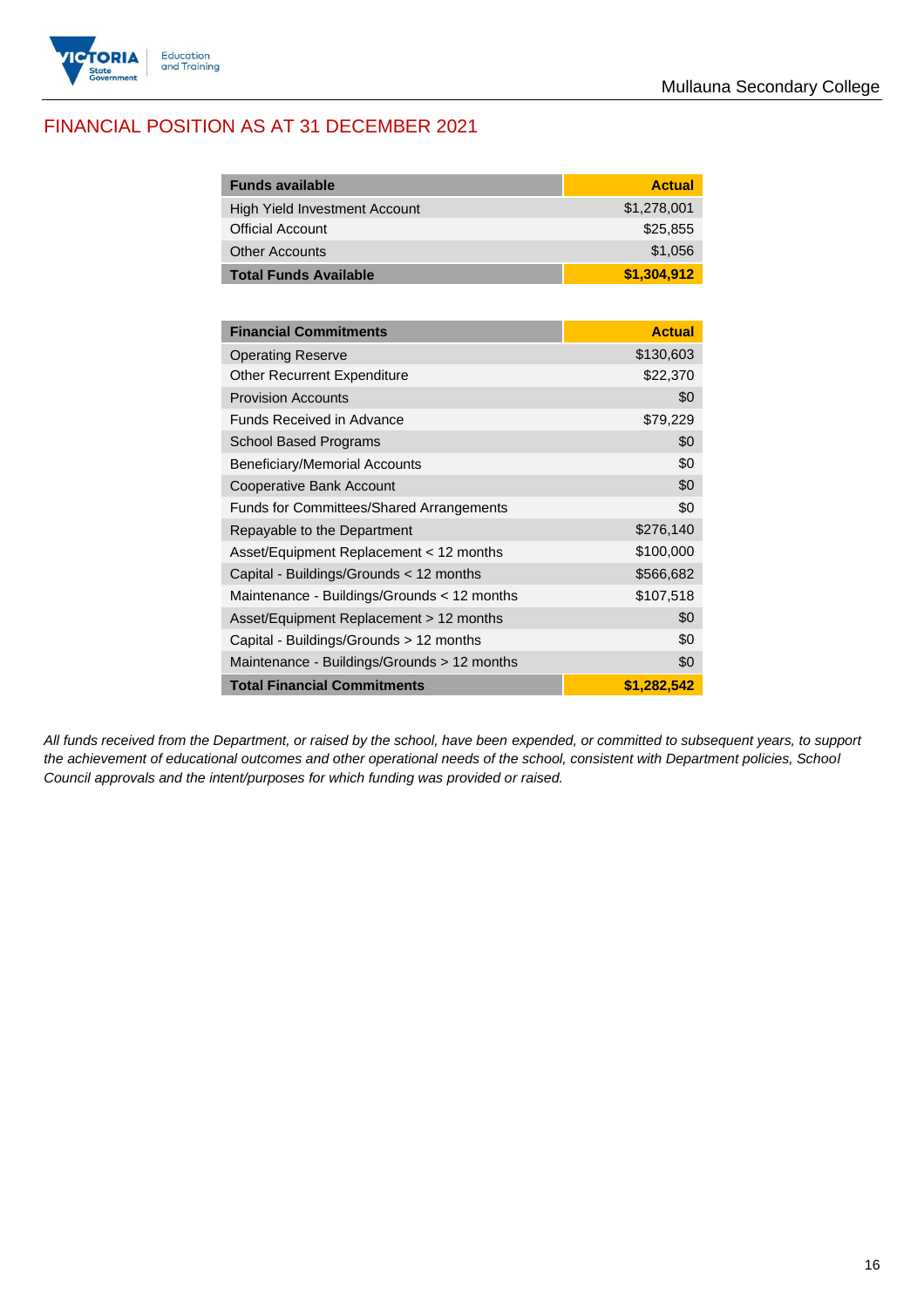## FINANCIAL POSITION AS AT 31 DECEMBER 2021

| Funds available | Actual |
| --- | --- |
| High Yield Investment Account | $1,278,001 |
| Official Account | $25,855 |
| Other Accounts | $1,056 |
| **Total Funds Available** | **$1,304,912** |

| Financial Commitments | Actual |
| --- | --- |
| Operating Reserve | $130,603 |
| Other Recurrent Expenditure | $22,370 |
| Provision Accounts | $0 |
| Funds Received in Advance | $79,229 |
| School Based Programs | $0 |
| Beneficiary/Memorial Accounts | $0 |
| Cooperative Bank Account | $0 |
| Funds for Committees/Shared Arrangements | $0 |
| Repayable to the Department | $276,140 |
| Asset/Equipment Replacement < 12 months | $100,000 |
| Capital - Buildings/Grounds < 12 months | $566,682 |
| Maintenance - Buildings/Grounds < 12 months | $107,518 |
| Asset/Equipment Replacement > 12 months | $0 |
| Capital - Buildings/Grounds > 12 months | $0 |
| Maintenance - Buildings/Grounds > 12 months | $0 |
| **Total Financial Commitments** | **$1,282,542** |

*All funds received from the Department, or raised by the school, have been expended, or committed to subsequent years, to support the achievement of educational outcomes and other operational needs of the school, consistent with Department policies, School Council approvals and the intent/purposes for which funding was provided or raised.*